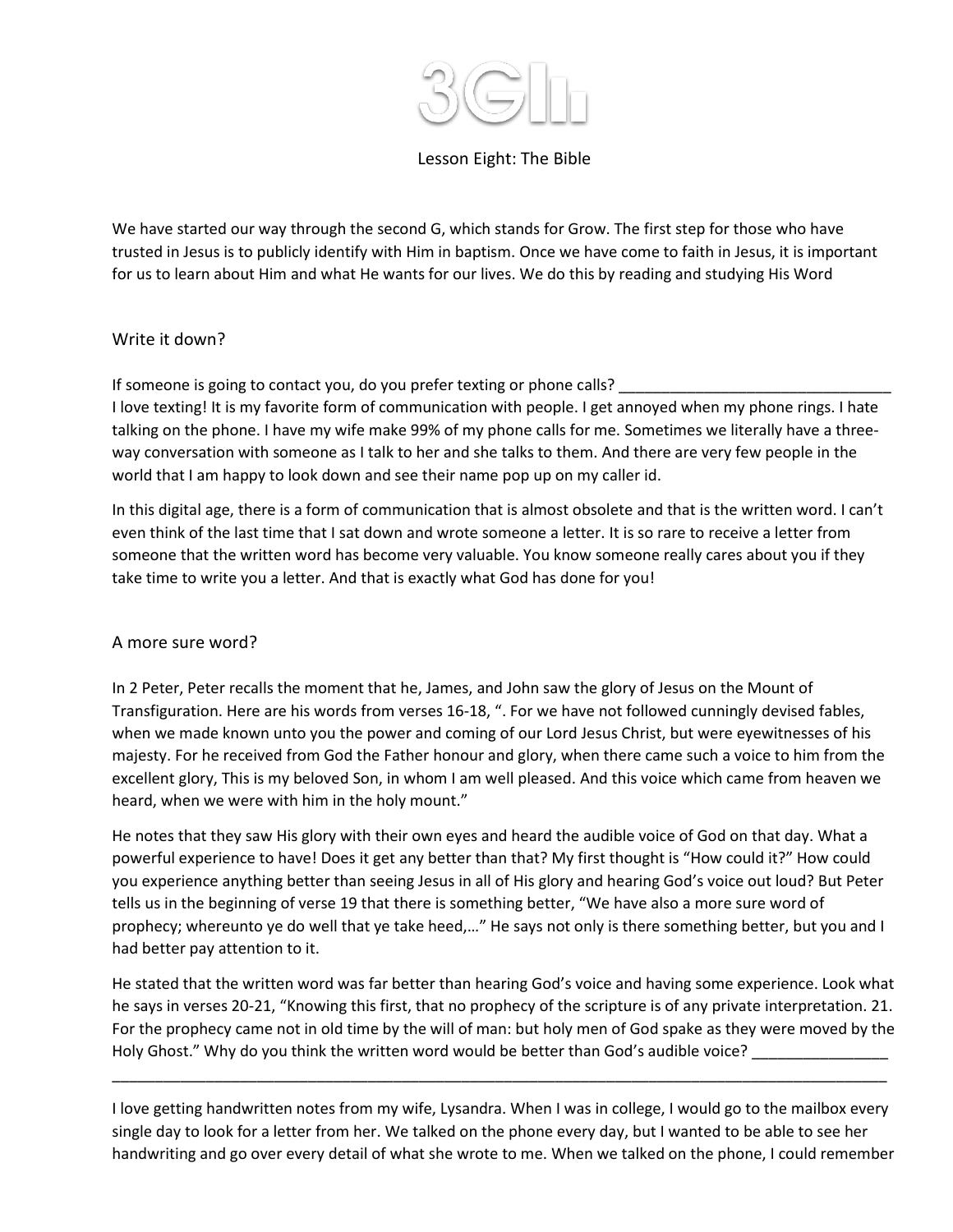# 3GII

## Lesson Eight: The Bible

We have started our way through the second G, which stands for Grow. The first step for those who have trusted in Jesus is to publicly identify with Him in baptism. Once we have come to faith in Jesus, it is important for us to learn about Him and what He wants for our lives. We do this by reading and studying His Word

### Write it down?

If someone is going to contact you, do you prefer texting or phone calls? _______________________________ I love texting! It is my favorite form of communication with people. I get annoyed when my phone rings. I hate talking on the phone. I have my wife make 99% of my phone calls for me. Sometimes we literally have a three-way conversation with someone as I talk to her and she talks to them. And there are very few people in the world that I am happy to look down and see their name pop up on my caller id.

In this digital age, there is a form of communication that is almost obsolete and that is the written word. I can't even think of the last time that I sat down and wrote someone a letter. It is so rare to receive a letter from someone that the written word has become very valuable. You know someone really cares about you if they take time to write you a letter. And that is exactly what God has done for you!

### A more sure word?

In 2 Peter, Peter recalls the moment that he, James, and John saw the glory of Jesus on the Mount of Transfiguration. Here are his words from verses 16-18, ". For we have not followed cunningly devised fables, when we made known unto you the power and coming of our Lord Jesus Christ, but were eyewitnesses of his majesty. For he received from God the Father honour and glory, when there came such a voice to him from the excellent glory, This is my beloved Son, in whom I am well pleased. And this voice which came from heaven we heard, when we were with him in the holy mount."

He notes that they saw His glory with their own eyes and heard the audible voice of God on that day. What a powerful experience to have! Does it get any better than that? My first thought is "How could it?" How could you experience anything better than seeing Jesus in all of His glory and hearing God's voice out loud? But Peter tells us in the beginning of verse 19 that there is something better, "We have also a more sure word of prophecy; whereunto ye do well that ye take heed,…" He says not only is there something better, but you and I had better pay attention to it.

He stated that the written word was far better than hearing God's voice and having some experience. Look what he says in verses 20-21, "Knowing this first, that no prophecy of the scripture is of any private interpretation. 21. For the prophecy came not in old time by the will of man: but holy men of God spake as they were moved by the Holy Ghost." Why do you think the written word would be better than God's audible voice? _______________
_____________________________________________________________________________________________

I love getting handwritten notes from my wife, Lysandra. When I was in college, I would go to the mailbox every single day to look for a letter from her. We talked on the phone every day, but I wanted to be able to see her handwriting and go over every detail of what she wrote to me. When we talked on the phone, I could remember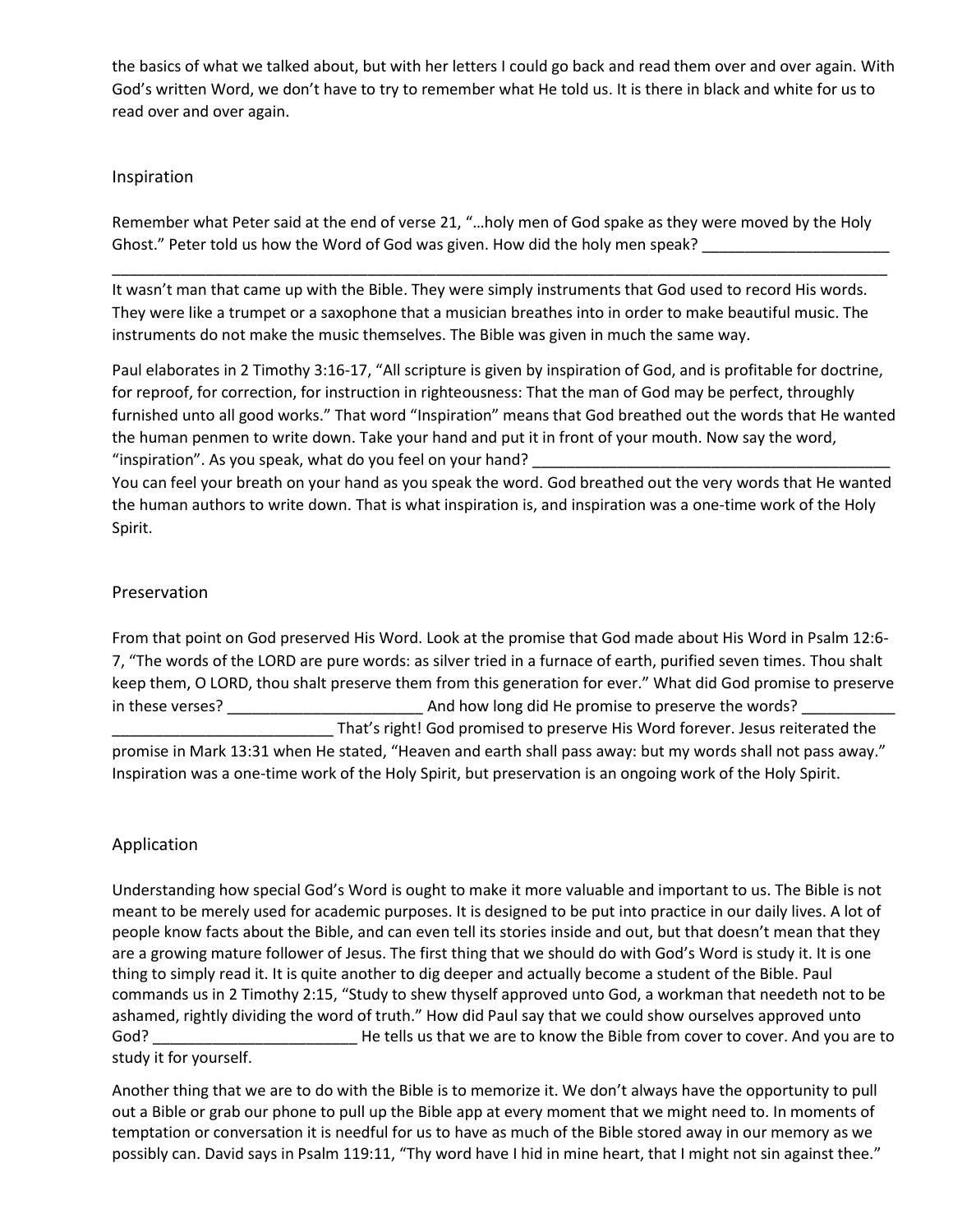the basics of what we talked about, but with her letters I could go back and read them over and over again. With God's written Word, we don't have to try to remember what He told us. It is there in black and white for us to read over and over again.

## Inspiration

Remember what Peter said at the end of verse 21, "…holy men of God spake as they were moved by the Holy Ghost." Peter told us how the Word of God was given. How did the holy men speak? ______________________
____________________________________________________________________________________________

It wasn't man that came up with the Bible. They were simply instruments that God used to record His words. They were like a trumpet or a saxophone that a musician breathes into in order to make beautiful music. The instruments do not make the music themselves. The Bible was given in much the same way.

Paul elaborates in 2 Timothy 3:16-17, "All scripture is given by inspiration of God, and is profitable for doctrine, for reproof, for correction, for instruction in righteousness: That the man of God may be perfect, throughly furnished unto all good works." That word "Inspiration" means that God breathed out the words that He wanted the human penmen to write down. Take your hand and put it in front of your mouth. Now say the word, "inspiration". As you speak, what do you feel on your hand? ___________________________________________
You can feel your breath on your hand as you speak the word. God breathed out the very words that He wanted the human authors to write down. That is what inspiration is, and inspiration was a one-time work of the Holy Spirit.

## Preservation

From that point on God preserved His Word. Look at the promise that God made about His Word in Psalm 12:6-7, "The words of the LORD are pure words: as silver tried in a furnace of earth, purified seven times. Thou shalt keep them, O LORD, thou shalt preserve them from this generation for ever." What did God promise to preserve in these verses? _______________________ And how long did He promise to preserve the words? ___________
__________________________ That's right! God promised to preserve His Word forever. Jesus reiterated the promise in Mark 13:31 when He stated, "Heaven and earth shall pass away: but my words shall not pass away." Inspiration was a one-time work of the Holy Spirit, but preservation is an ongoing work of the Holy Spirit.

## Application

Understanding how special God's Word is ought to make it more valuable and important to us. The Bible is not meant to be merely used for academic purposes. It is designed to be put into practice in our daily lives. A lot of people know facts about the Bible, and can even tell its stories inside and out, but that doesn't mean that they are a growing mature follower of Jesus. The first thing that we should do with God's Word is study it. It is one thing to simply read it. It is quite another to dig deeper and actually become a student of the Bible. Paul commands us in 2 Timothy 2:15, "Study to shew thyself approved unto God, a workman that needeth not to be ashamed, rightly dividing the word of truth." How did Paul say that we could show ourselves approved unto God? ________________________ He tells us that we are to know the Bible from cover to cover. And you are to study it for yourself.

Another thing that we are to do with the Bible is to memorize it. We don't always have the opportunity to pull out a Bible or grab our phone to pull up the Bible app at every moment that we might need to. In moments of temptation or conversation it is needful for us to have as much of the Bible stored away in our memory as we possibly can. David says in Psalm 119:11, "Thy word have I hid in mine heart, that I might not sin against thee."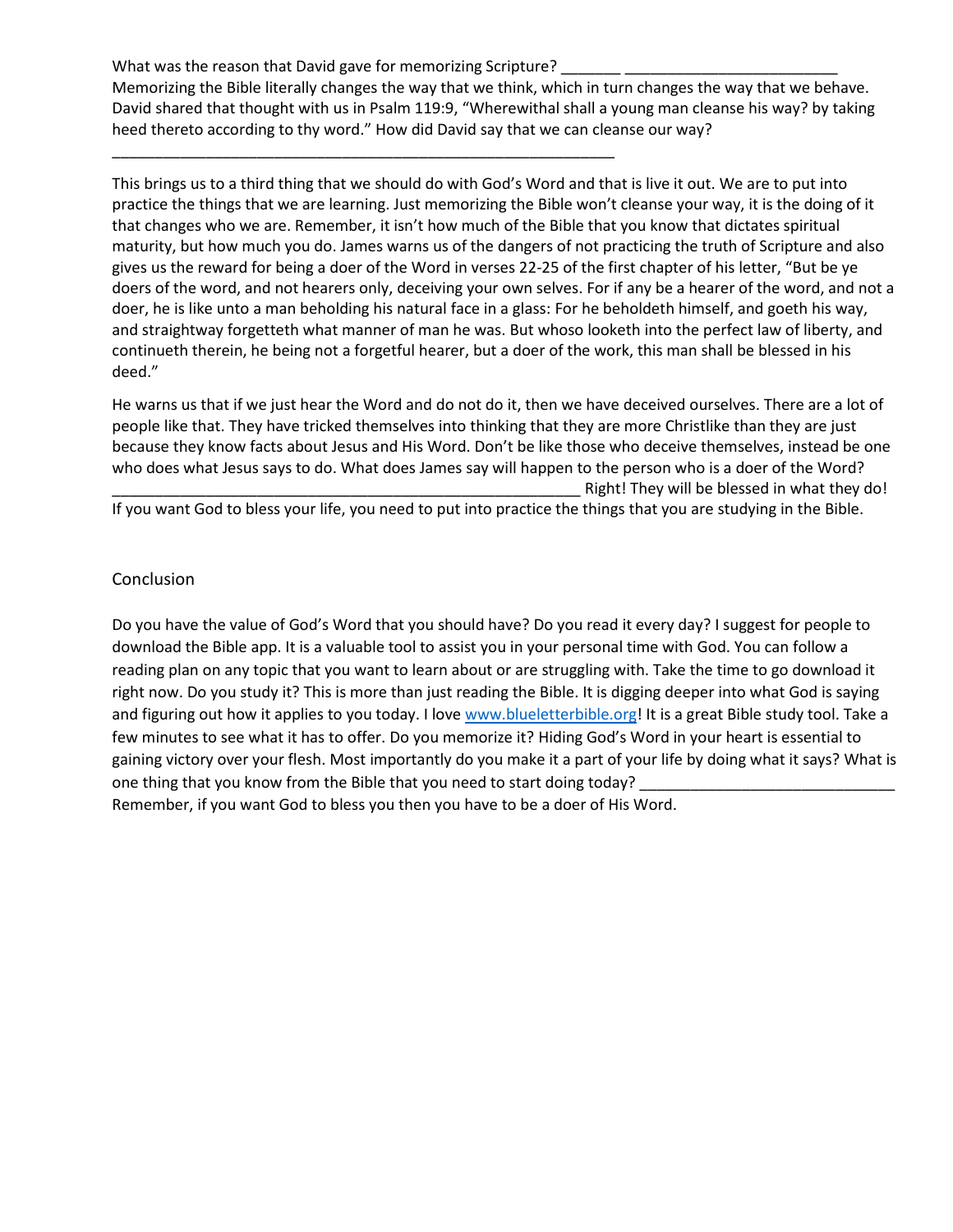What was the reason that David gave for memorizing Scripture? _______ _________________________
Memorizing the Bible literally changes the way that we think, which in turn changes the way that we behave. David shared that thought with us in Psalm 119:9, "Wherewithal shall a young man cleanse his way? by taking heed thereto according to thy word." How did David say that we can cleanse our way?
____________________________________________________________

This brings us to a third thing that we should do with God's Word and that is live it out. We are to put into practice the things that we are learning. Just memorizing the Bible won't cleanse your way, it is the doing of it that changes who we are. Remember, it isn't how much of the Bible that you know that dictates spiritual maturity, but how much you do. James warns us of the dangers of not practicing the truth of Scripture and also gives us the reward for being a doer of the Word in verses 22-25 of the first chapter of his letter, "But be ye doers of the word, and not hearers only, deceiving your own selves. For if any be a hearer of the word, and not a doer, he is like unto a man beholding his natural face in a glass: For he beholdeth himself, and goeth his way, and straightway forgetteth what manner of man he was. But whoso looketh into the perfect law of liberty, and continueth therein, he being not a forgetful hearer, but a doer of the work, this man shall be blessed in his deed."

He warns us that if we just hear the Word and do not do it, then we have deceived ourselves. There are a lot of people like that. They have tricked themselves into thinking that they are more Christlike than they are just because they know facts about Jesus and His Word. Don't be like those who deceive themselves, instead be one who does what Jesus says to do. What does James say will happen to the person who is a doer of the Word?
________________________________________________________ Right! They will be blessed in what they do! If you want God to bless your life, you need to put into practice the things that you are studying in the Bible.

## Conclusion

Do you have the value of God's Word that you should have? Do you read it every day? I suggest for people to download the Bible app. It is a valuable tool to assist you in your personal time with God. You can follow a reading plan on any topic that you want to learn about or are struggling with. Take the time to go download it right now. Do you study it? This is more than just reading the Bible. It is digging deeper into what God is saying and figuring out how it applies to you today. I love www.blueletterbible.org! It is a great Bible study tool. Take a few minutes to see what it has to offer. Do you memorize it? Hiding God's Word in your heart is essential to gaining victory over your flesh. Most importantly do you make it a part of your life by doing what it says? What is one thing that you know from the Bible that you need to start doing today? ______________________________
Remember, if you want God to bless you then you have to be a doer of His Word.